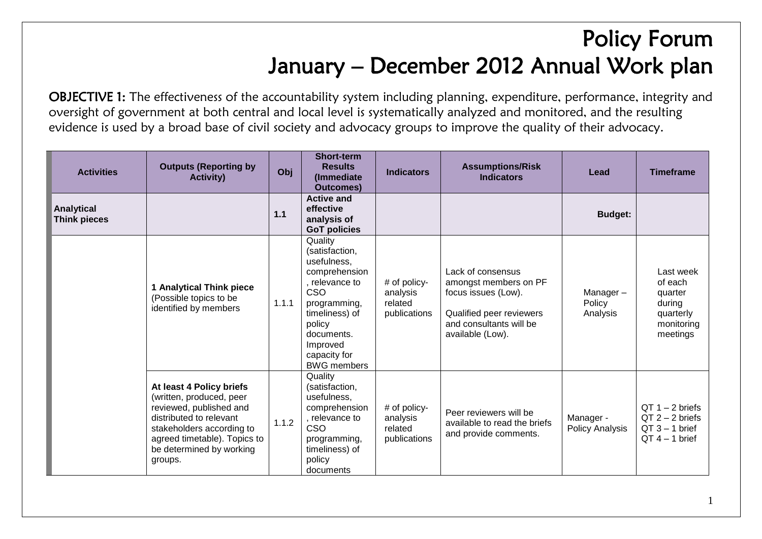# Policy Forum
# January – December 2012 Annual Work plan

**OBJECTIVE 1:** The effectiveness of the accountability system including planning, expenditure, performance, integrity and oversight of government at both central and local level is systematically analyzed and monitored, and the resulting evidence is used by a broad base of civil society and advocacy groups to improve the quality of their advocacy.

| Activities | Outputs (Reporting by Activity) | Obj | Short-term Results (Immediate Outcomes) | Indicators | Assumptions/Risk Indicators | Lead | Timeframe |
|---|---|---|---|---|---|---|---|
| **Analytical Think pieces** | | **1.1** | **Active and effective analysis of GoT policies** | | | **Budget:** | |
| | **1 Analytical Think piece** (Possible topics to be identified by members | 1.1.1 | Quality (satisfaction, usefulness, comprehension, relevance to CSO programming, timeliness) of policy documents. Improved capacity for BWG members | # of policy-analysis related publications | Lack of consensus amongst members on PF focus issues (Low).<br><br>Qualified peer reviewers and consultants will be available (Low). | Manager – Policy Analysis | Last week of each quarter during quarterly monitoring meetings |
| | **At least 4 Policy briefs** (written, produced, peer reviewed, published and distributed to relevant stakeholders according to agreed timetable). Topics to be determined by working groups. | 1.1.2 | Quality (satisfaction, usefulness, comprehension, relevance to CSO programming, timeliness) of policy documents | # of policy-analysis related publications | Peer reviewers will be available to read the briefs and provide comments. | Manager - Policy Analysis | QT 1 – 2 briefs<br>QT 2 – 2 briefs<br>QT 3 – 1 brief<br>QT 4 – 1 brief |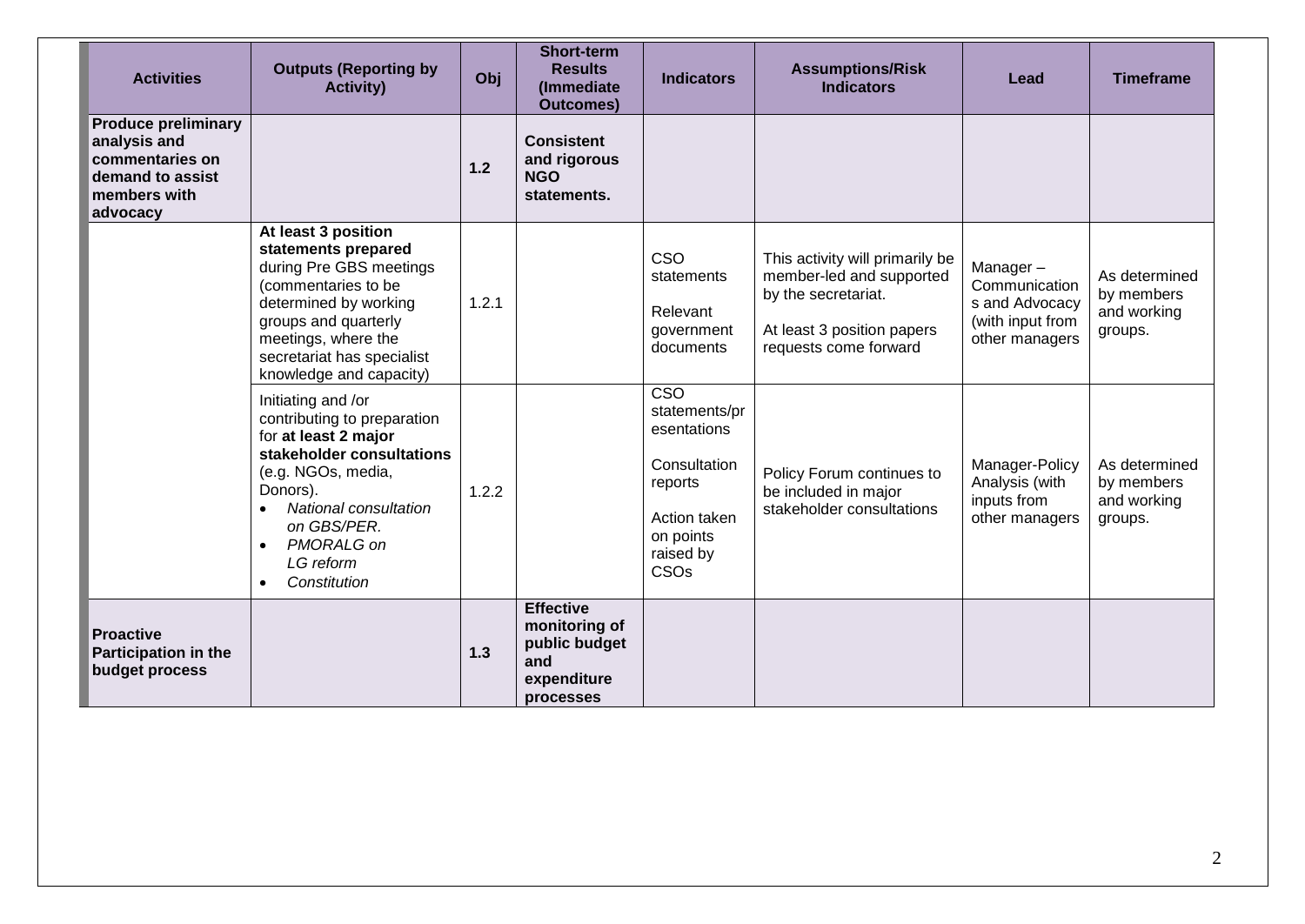| Activities | Outputs (Reporting by Activity) | Obj | Short-term Results (Immediate Outcomes) | Indicators | Assumptions/Risk Indicators | Lead | Timeframe |
|---|---|---|---|---|---|---|---|
| **Produce preliminary analysis and commentaries on demand to assist members with advocacy** | | **1.2** | **Consistent and rigorous NGO statements.** | | | | |
| | **At least 3 position statements prepared** during Pre GBS meetings (commentaries to be determined by working groups and quarterly meetings, where the secretariat has specialist knowledge and capacity) | 1.2.1 | | CSO statements<br><br>Relevant government documents | This activity will primarily be member-led and supported by the secretariat.<br><br>At least 3 position papers requests come forward | Manager – Communications and Advocacy (with input from other managers | As determined by members and working groups. |
| | Initiating and /or contributing to preparation for **at least 2 major stakeholder consultations** (e.g. NGOs, media, Donors).<br>• *National consultation on GBS/PER.*<br>• *PMORALG on LG reform*<br>• *Constitution* | 1.2.2 | | CSO statements/presentations<br><br>Consultation reports<br><br>Action taken on points raised by CSOs | Policy Forum continues to be included in major stakeholder consultations | Manager-Policy Analysis (with inputs from other managers | As determined by members and working groups. |
| **Proactive Participation in the budget process** | | **1.3** | **Effective monitoring of public budget and expenditure processes** | | | | |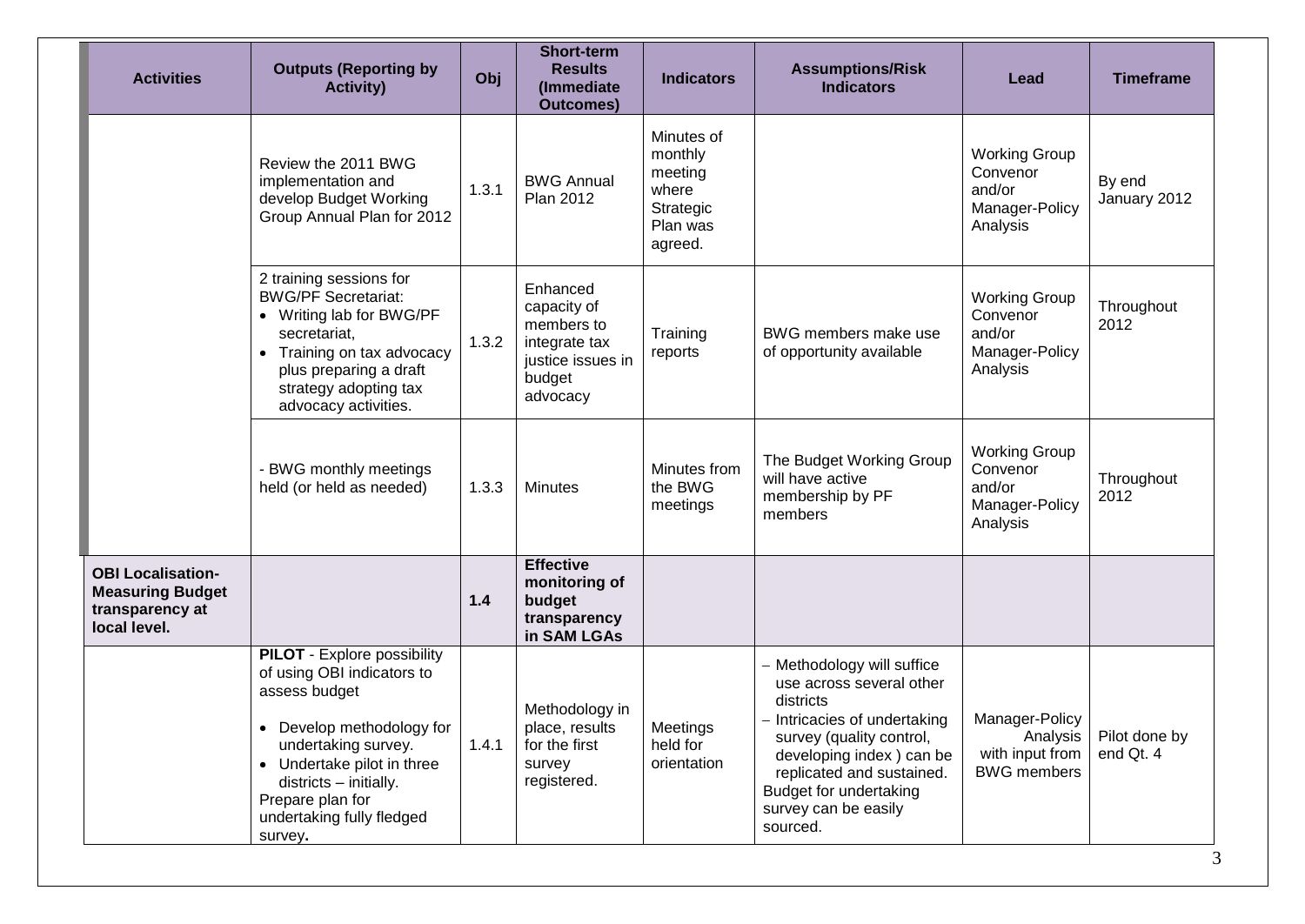| Activities | Outputs (Reporting by Activity) | Obj | Short-term Results (Immediate Outcomes) | Indicators | Assumptions/Risk Indicators | Lead | Timeframe |
|---|---|---|---|---|---|---|---|
| | Review the 2011 BWG implementation and develop Budget Working Group Annual Plan for 2012 | 1.3.1 | BWG Annual Plan 2012 | Minutes of monthly meeting where Strategic Plan was agreed. | | Working Group Convenor and/or Manager-Policy Analysis | By end January 2012 |
| | 2 training sessions for BWG/PF Secretariat:<br>• Writing lab for BWG/PF secretariat,<br>• Training on tax advocacy plus preparing a draft strategy adopting tax advocacy activities. | 1.3.2 | Enhanced capacity of members to integrate tax justice issues in budget advocacy | Training reports | BWG members make use of opportunity available | Working Group Convenor and/or Manager-Policy Analysis | Throughout 2012 |
| | - BWG monthly meetings held (or held as needed) | 1.3.3 | Minutes | Minutes from the BWG meetings | The Budget Working Group will have active membership by PF members | Working Group Convenor and/or Manager-Policy Analysis | Throughout 2012 |
| **OBI Localisation-Measuring Budget transparency at local level.** | | **1.4** | **Effective monitoring of budget transparency in SAM LGAs** | | | | |
| | **PILOT** - Explore possibility of using OBI indicators to assess budget<br>• Develop methodology for undertaking survey.<br>• Undertake pilot in three districts – initially.<br>Prepare plan for undertaking fully fledged survey**.** | 1.4.1 | Methodology in place, results for the first survey registered. | Meetings held for orientation | – Methodology will suffice use across several other districts<br>– Intricacies of undertaking survey (quality control, developing index ) can be replicated and sustained.<br>Budget for undertaking survey can be easily sourced. | Manager-Policy Analysis with input from BWG members | Pilot done by end Qt. 4 |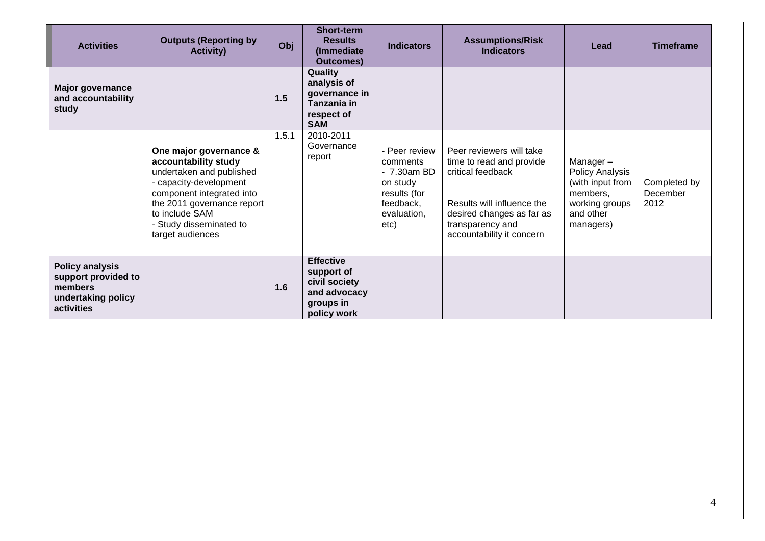| Activities | Outputs (Reporting by Activity) | Obj | Short-term Results (Immediate Outcomes) | Indicators | Assumptions/Risk Indicators | Lead | Timeframe |
|---|---|---|---|---|---|---|---|
| **Major governance and accountability study** | | **1.5** | **Quality analysis of governance in Tanzania in respect of SAM** | | | | |
| | **One major governance & accountability study** undertaken and published<br>- capacity-development component integrated into the 2011 governance report to include SAM<br>- Study disseminated to target audiences | 1.5.1 | 2010-2011 Governance report | - Peer review comments<br>- 7.30am BD on study results (for feedback, evaluation, etc) | Peer reviewers will take time to read and provide critical feedback<br><br>Results will influence the desired changes as far as transparency and accountability it concern | Manager – Policy Analysis (with input from members, working groups and other managers) | Completed by December 2012 |
| **Policy analysis support provided to members undertaking policy activities** | | **1.6** | **Effective support of civil society and advocacy groups in policy work** | | | | |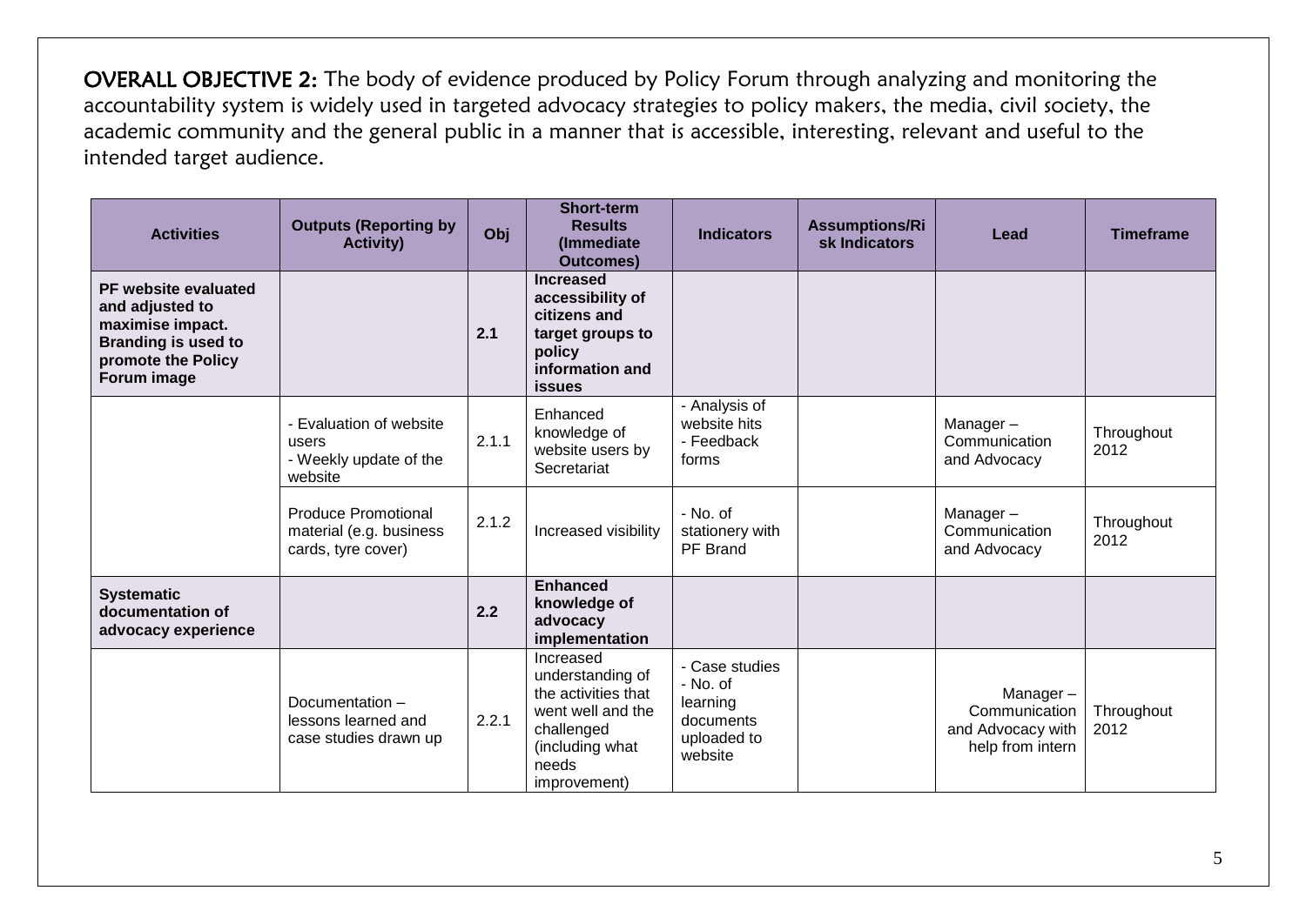**OVERALL OBJECTIVE 2:** The body of evidence produced by Policy Forum through analyzing and monitoring the accountability system is widely used in targeted advocacy strategies to policy makers, the media, civil society, the academic community and the general public in a manner that is accessible, interesting, relevant and useful to the intended target audience.

| Activities | Outputs (Reporting by Activity) | Obj | Short-term Results (Immediate Outcomes) | Indicators | Assumptions/Risk Indicators | Lead | Timeframe |
|---|---|---|---|---|---|---|---|
| **PF website evaluated and adjusted to maximise impact. Branding is used to promote the Policy Forum image** | | **2.1** | **Increased accessibility of citizens and target groups to policy information and issues** | | | | |
| | - Evaluation of website users<br>- Weekly update of the website | 2.1.1 | Enhanced knowledge of website users by Secretariat | - Analysis of website hits<br>- Feedback forms | | Manager – Communication and Advocacy | Throughout 2012 |
| | Produce Promotional material (e.g. business cards, tyre cover) | 2.1.2 | Increased visibility | - No. of stationery with PF Brand | | Manager – Communication and Advocacy | Throughout 2012 |
| **Systematic documentation of advocacy experience** | | **2.2** | **Enhanced knowledge of advocacy implementation** | | | | |
| | Documentation – lessons learned and case studies drawn up | 2.2.1 | Increased understanding of the activities that went well and the challenged (including what needs improvement) | - Case studies<br>- No. of learning documents uploaded to website | | Manager – Communication and Advocacy with help from intern | Throughout 2012 |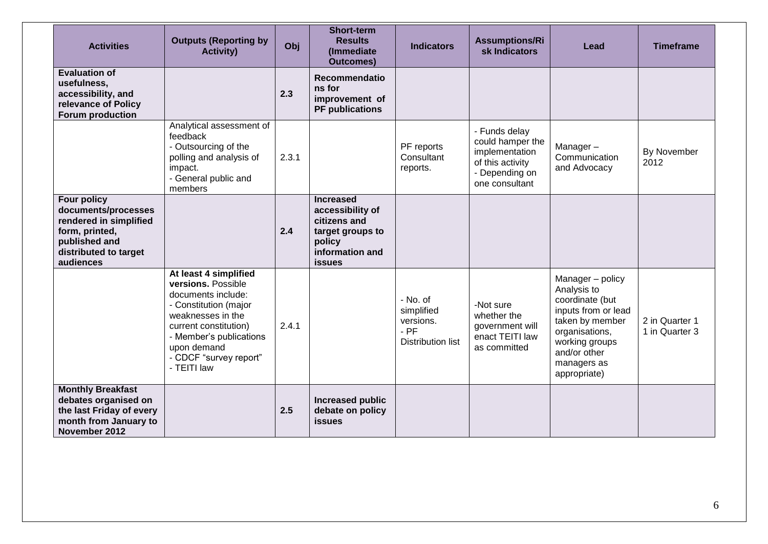| Activities | Outputs (Reporting by Activity) | Obj | Short-term Results (Immediate Outcomes) | Indicators | Assumptions/Risk Indicators | Lead | Timeframe |
|---|---|---|---|---|---|---|---|
| **Evaluation of usefulness, accessibility, and relevance of Policy Forum production** | | **2.3** | **Recommendations for improvement of PF publications** | | | | |
| | Analytical assessment of feedback<br>- Outsourcing of the polling and analysis of impact.<br>- General public and members | 2.3.1 | | PF reports Consultant reports. | - Funds delay could hamper the implementation of this activity<br>- Depending on one consultant | Manager – Communication and Advocacy | By November 2012 |
| **Four policy documents/processes rendered in simplified form, printed, published and distributed to target audiences** | | **2.4** | **Increased accessibility of citizens and target groups to policy information and issues** | | | | |
| | **At least 4 simplified versions.** Possible documents include:<br>- Constitution (major weaknesses in the current constitution)<br>- Member's publications upon demand<br>- CDCF "survey report"<br>- TEITI law | 2.4.1 | | - No. of simplified versions.<br>- PF Distribution list | -Not sure whether the government will enact TEITI law as committed | Manager – policy Analysis to coordinate (but inputs from or lead taken by member organisations, working groups and/or other managers as appropriate) | 2 in Quarter 1<br>1 in Quarter 3 |
| **Monthly Breakfast debates organised on the last Friday of every month from January to November 2012** | | **2.5** | **Increased public debate on policy issues** | | | | |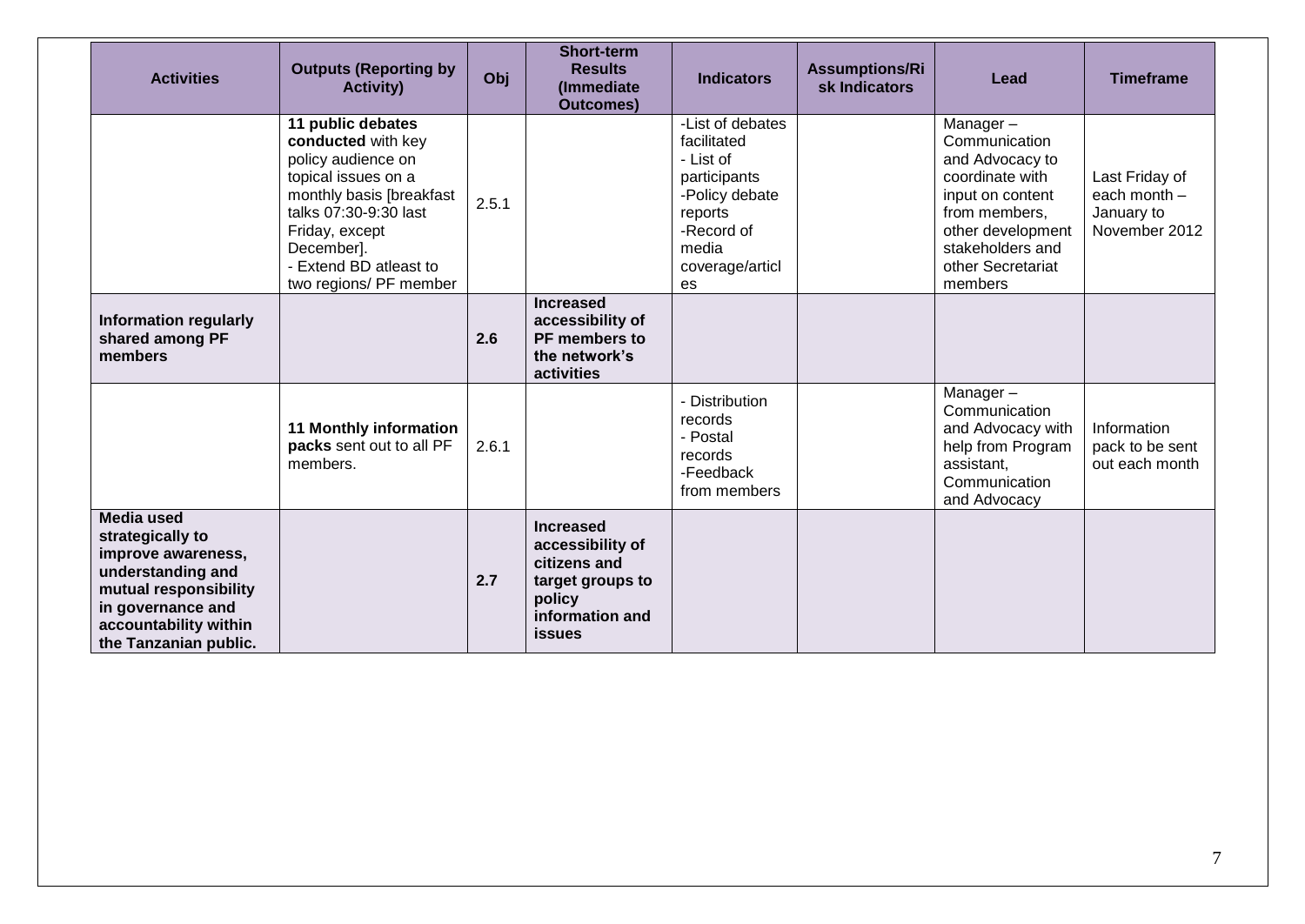| Activities | Outputs (Reporting by Activity) | Obj | Short-term Results (Immediate Outcomes) | Indicators | Assumptions/Risk Indicators | Lead | Timeframe |
|---|---|---|---|---|---|---|---|
| | **11 public debates conducted** with key policy audience on topical issues on a monthly basis [breakfast talks 07:30-9:30 last Friday, except December]. - Extend BD atleast to two regions/ PF member | 2.5.1 | | -List of debates facilitated - List of participants -Policy debate reports -Record of media coverage/articles | | Manager – Communication and Advocacy to coordinate with input on content from members, other development stakeholders and other Secretariat members | Last Friday of each month – January to November 2012 |
| **Information regularly shared among PF members** | | **2.6** | **Increased accessibility of PF members to the network's activities** | | | | |
| | **11 Monthly information packs** sent out to all PF members. | 2.6.1 | | - Distribution records - Postal records -Feedback from members | | Manager – Communication and Advocacy with help from Program assistant, Communication and Advocacy | Information pack to be sent out each month |
| **Media used strategically to improve awareness, understanding and mutual responsibility in governance and accountability within the Tanzanian public.** | | **2.7** | **Increased accessibility of citizens and target groups to policy information and issues** | | | | |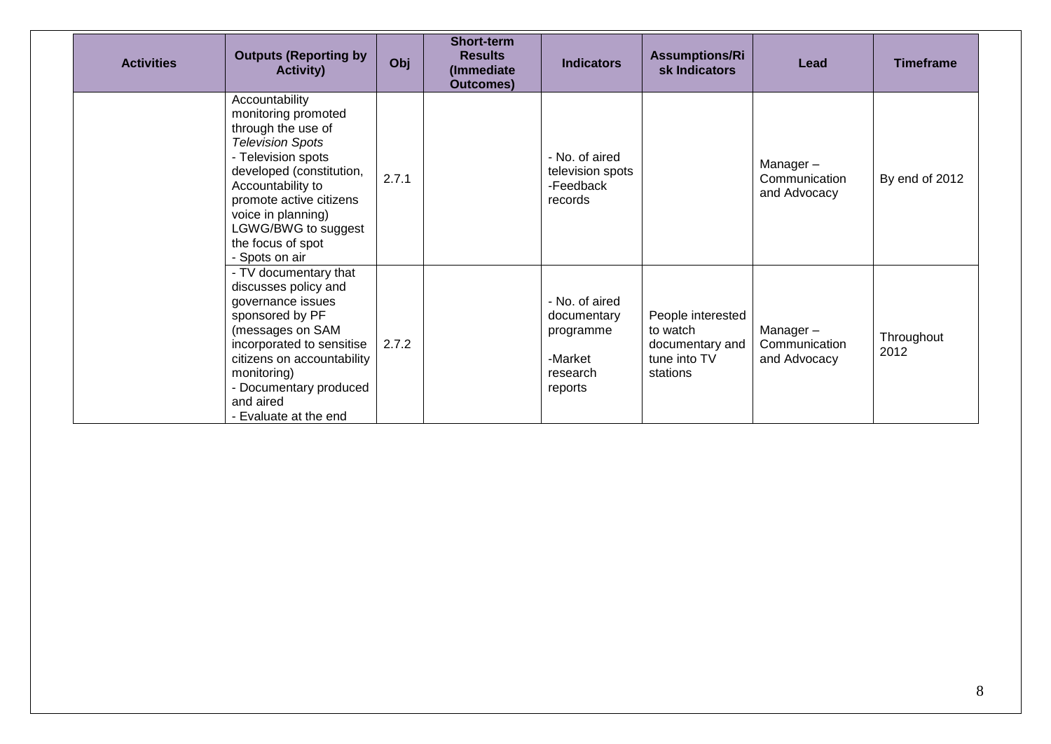| Activities | Outputs (Reporting by Activity) | Obj | Short-term Results (Immediate Outcomes) | Indicators | Assumptions/Risk Indicators | Lead | Timeframe |
|---|---|---|---|---|---|---|---|
| | Accountability monitoring promoted through the use of *Television Spots*<br>- Television spots developed (constitution, Accountability to promote active citizens voice in planning) LGWG/BWG to suggest the focus of spot<br>- Spots on air | 2.7.1 | | - No. of aired television spots<br>-Feedback records | | Manager – Communication and Advocacy | By end of 2012 |
| | - TV documentary that discusses policy and governance issues sponsored by PF (messages on SAM incorporated to sensitise citizens on accountability monitoring)<br>- Documentary produced and aired<br>- Evaluate at the end | 2.7.2 | | - No. of aired documentary programme<br>-Market research reports | People interested to watch documentary and tune into TV stations | Manager – Communication and Advocacy | Throughout 2012 |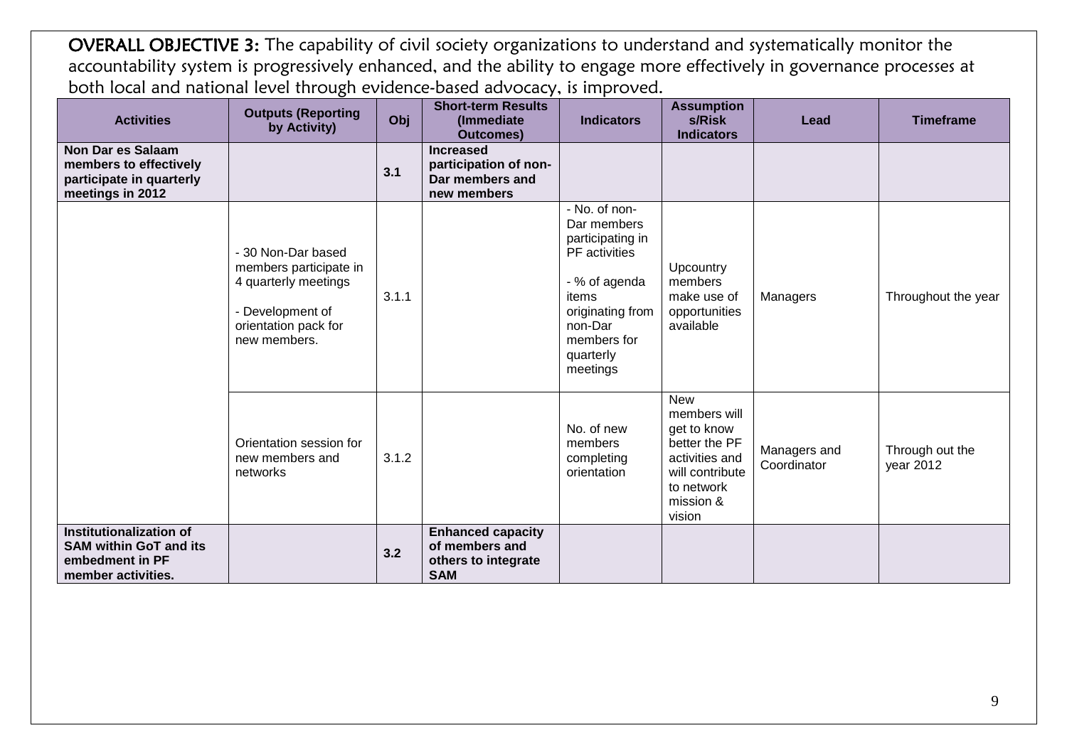**OVERALL OBJECTIVE 3:** The capability of civil society organizations to understand and systematically monitor the accountability system is progressively enhanced, and the ability to engage more effectively in governance processes at both local and national level through evidence-based advocacy, is improved.

| Activities | Outputs (Reporting by Activity) | Obj | Short-term Results (Immediate Outcomes) | Indicators | Assumptions/Risk Indicators | Lead | Timeframe |
|---|---|---|---|---|---|---|---|
| **Non Dar es Salaam members to effectively participate in quarterly meetings in 2012** | | **3.1** | **Increased participation of non-Dar members and new members** | | | | |
| | - 30 Non-Dar based members participate in 4 quarterly meetings<br><br>- Development of orientation pack for new members. | 3.1.1 | | - No. of non-Dar members participating in PF activities<br><br>- % of agenda items originating from non-Dar members for quarterly meetings | Upcountry members make use of opportunities available | Managers | Throughout the year |
| | Orientation session for new members and networks | 3.1.2 | | No. of new members completing orientation | New members will get to know better the PF activities and will contribute to network mission & vision | Managers and Coordinator | Through out the year 2012 |
| **Institutionalization of SAM within GoT and its embedment in PF member activities.** | | **3.2** | **Enhanced capacity of members and others to integrate SAM** | | | | |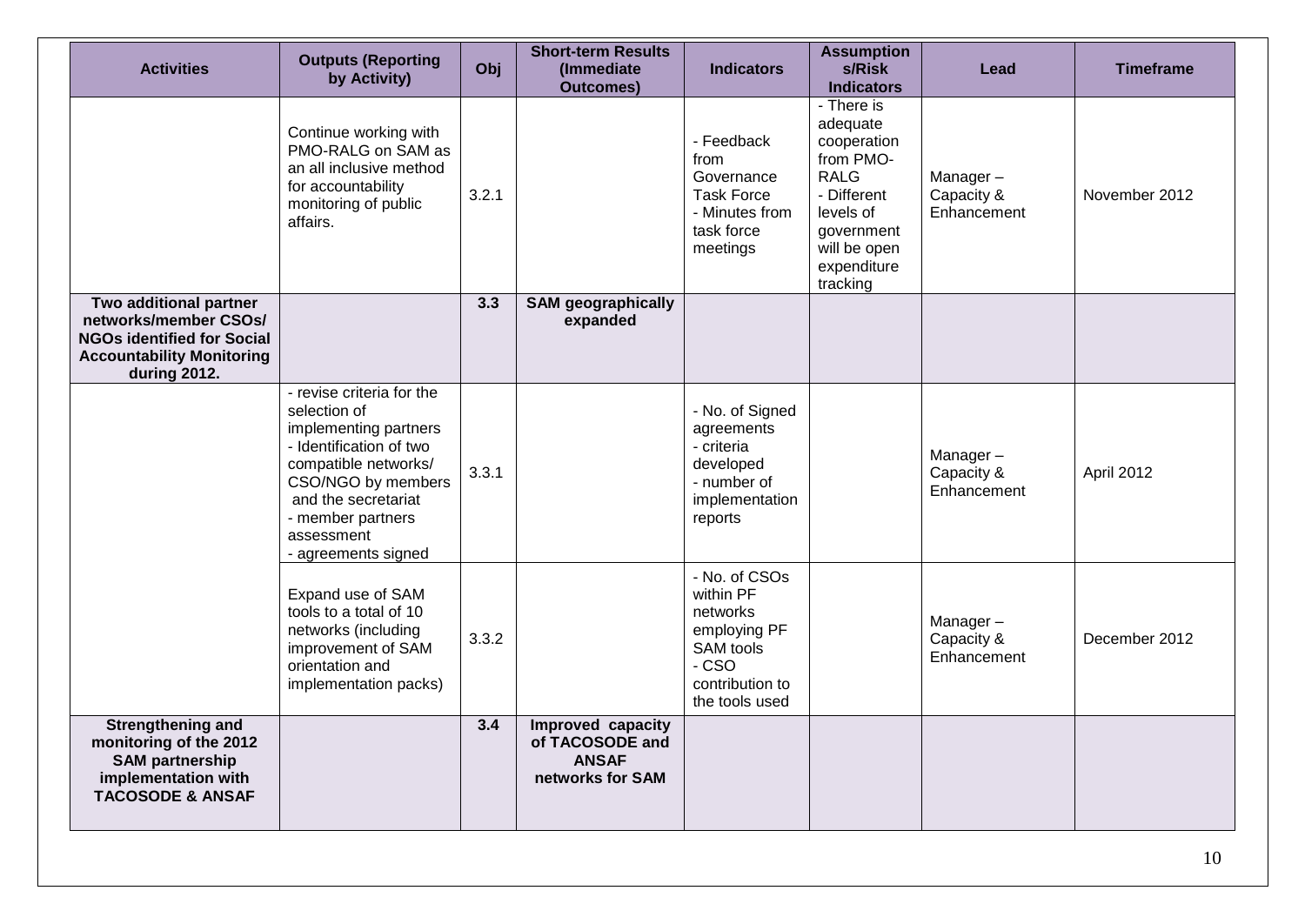| Activities | Outputs (Reporting by Activity) | Obj | Short-term Results (Immediate Outcomes) | Indicators | Assumptions/Risk Indicators | Lead | Timeframe |
|---|---|---|---|---|---|---|---|
| | Continue working with PMO-RALG on SAM as an all inclusive method for accountability monitoring of public affairs. | 3.2.1 | | - Feedback from Governance Task Force<br>- Minutes from task force meetings | - There is adequate cooperation from PMO-RALG<br>- Different levels of government will be open expenditure tracking | Manager – Capacity & Enhancement | November 2012 |
| **Two additional partner networks/member CSOs/ NGOs identified for Social Accountability Monitoring during 2012.** | | **3.3** | **SAM geographically expanded** | | | | |
| | - revise criteria for the selection of implementing partners<br>- Identification of two compatible networks/ CSO/NGO by members and the secretariat<br>- member partners assessment<br>- agreements signed | 3.3.1 | | - No. of Signed agreements<br>- criteria developed<br>- number of implementation reports | | Manager – Capacity & Enhancement | April 2012 |
| | Expand use of SAM tools to a total of 10 networks (including improvement of SAM orientation and implementation packs) | 3.3.2 | | - No. of CSOs within PF networks employing PF SAM tools<br>- CSO contribution to the tools used | | Manager – Capacity & Enhancement | December 2012 |
| **Strengthening and monitoring of the 2012 SAM partnership implementation with TACOSODE & ANSAF** | | **3.4** | **Improved capacity of TACOSODE and ANSAF networks for SAM** | | | | |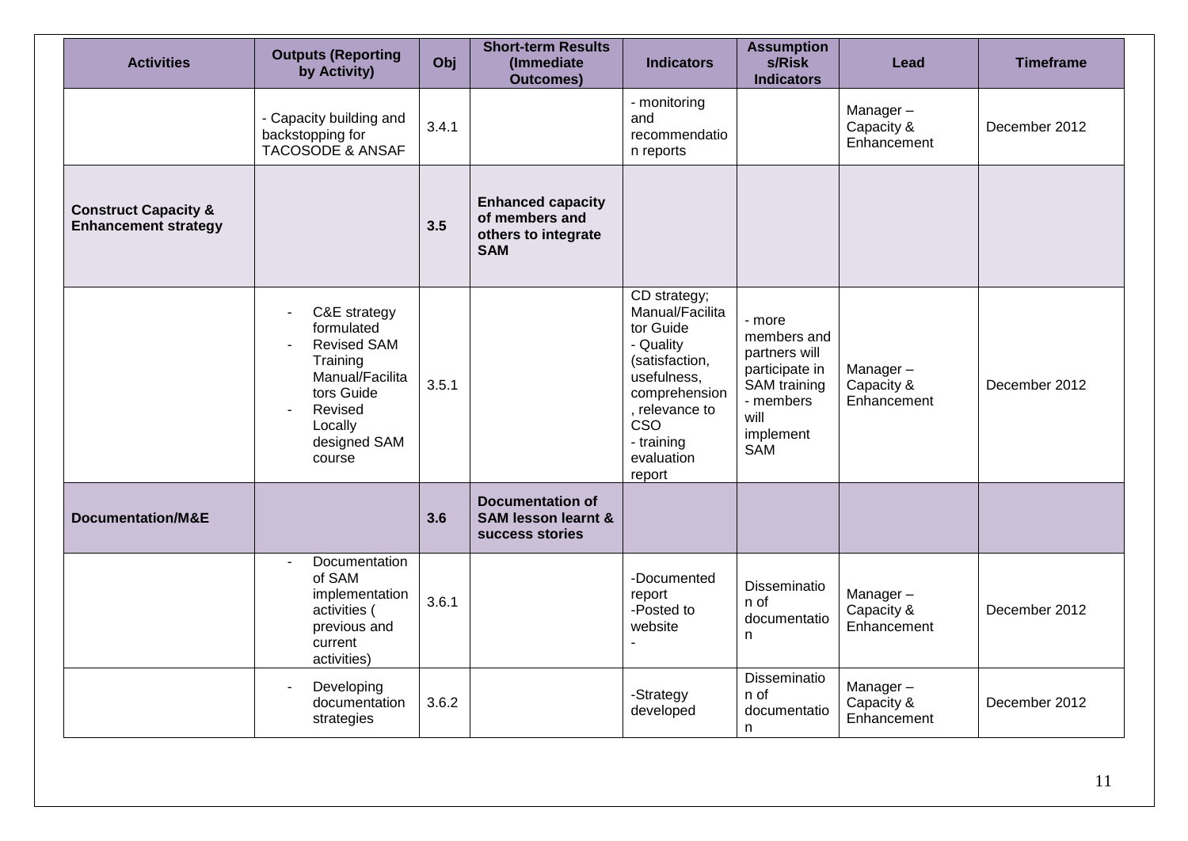| Activities | Outputs (Reporting by Activity) | Obj | Short-term Results (Immediate Outcomes) | Indicators | Assumptions/Risk Indicators | Lead | Timeframe |
|---|---|---|---|---|---|---|---|
| | - Capacity building and backstopping for TACOSODE & ANSAF | 3.4.1 | | - monitoring and recommendation reports | | Manager – Capacity & Enhancement | December 2012 |
| **Construct Capacity & Enhancement strategy** | | **3.5** | **Enhanced capacity of members and others to integrate SAM** | | | | |
| | - C&E strategy formulated<br>- Revised SAM Training Manual/Facilitators Guide<br>- Revised Locally designed SAM course | 3.5.1 | | CD strategy; Manual/Facilitator Guide<br>- Quality (satisfaction, usefulness, comprehension, relevance to CSO<br>- training evaluation report | - more members and partners will participate in SAM training<br>- members will implement SAM | Manager – Capacity & Enhancement | December 2012 |
| **Documentation/M&E** | | **3.6** | **Documentation of SAM lesson learnt & success stories** | | | | |
| | - Documentation of SAM implementation activities ( previous and current activities) | 3.6.1 | | -Documented report<br>-Posted to website<br>- | Dissemination of documentation | Manager – Capacity & Enhancement | December 2012 |
| | - Developing documentation strategies | 3.6.2 | | -Strategy developed | Dissemination of documentation | Manager – Capacity & Enhancement | December 2012 |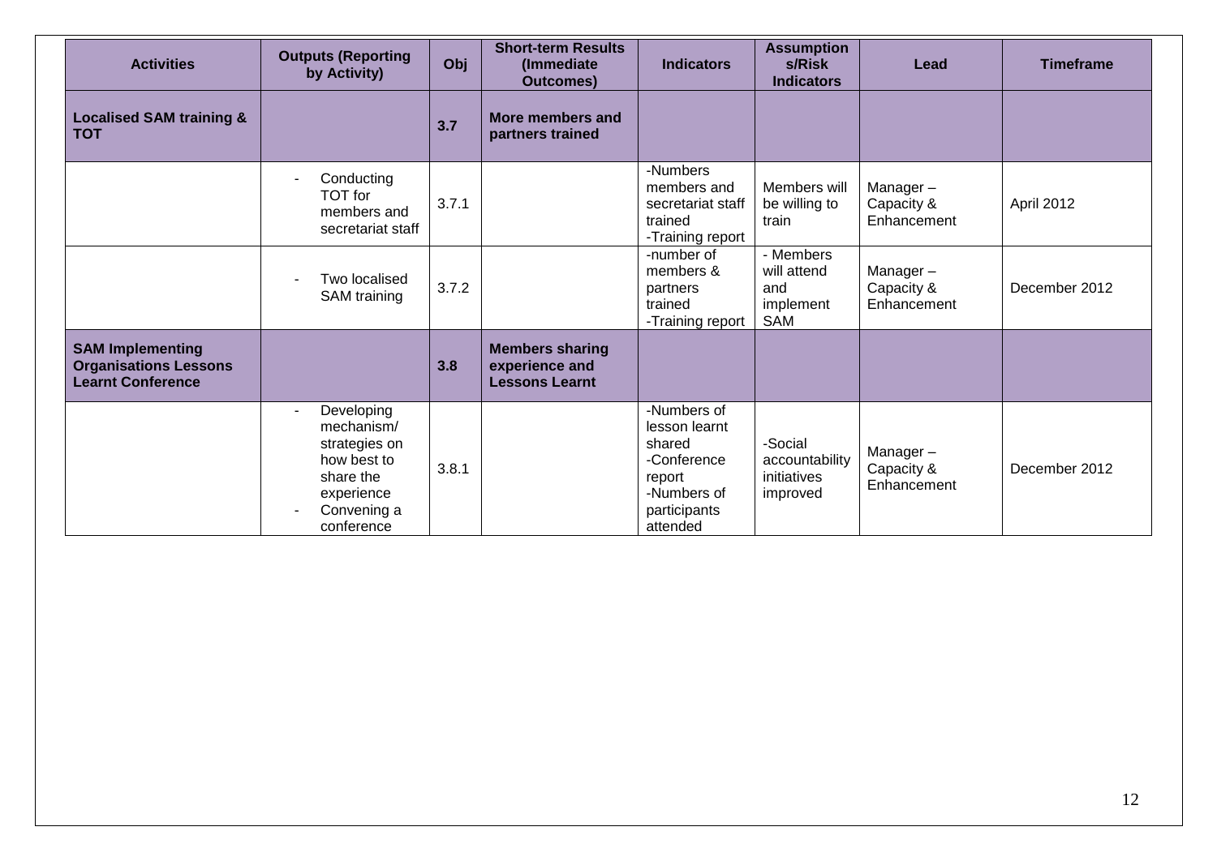| Activities | Outputs (Reporting by Activity) | Obj | Short-term Results (Immediate Outcomes) | Indicators | Assumptions/Risk Indicators | Lead | Timeframe |
|---|---|---|---|---|---|---|---|
| **Localised SAM training & TOT** | | **3.7** | **More members and partners trained** | | | | |
| | - Conducting TOT for members and secretariat staff | 3.7.1 | | -Numbers members and secretariat staff trained<br>-Training report | Members will be willing to train | Manager – Capacity & Enhancement | April 2012 |
| | - Two localised SAM training | 3.7.2 | | -number of members & partners trained<br>-Training report | - Members will attend and implement SAM | Manager – Capacity & Enhancement | December 2012 |
| **SAM Implementing Organisations Lessons Learnt Conference** | | **3.8** | **Members sharing experience and Lessons Learnt** | | | | |
| | - Developing mechanism/ strategies on how best to share the experience<br>- Convening a conference | 3.8.1 | | -Numbers of lesson learnt shared<br>-Conference report<br>-Numbers of participants attended | -Social accountability initiatives improved | Manager – Capacity & Enhancement | December 2012 |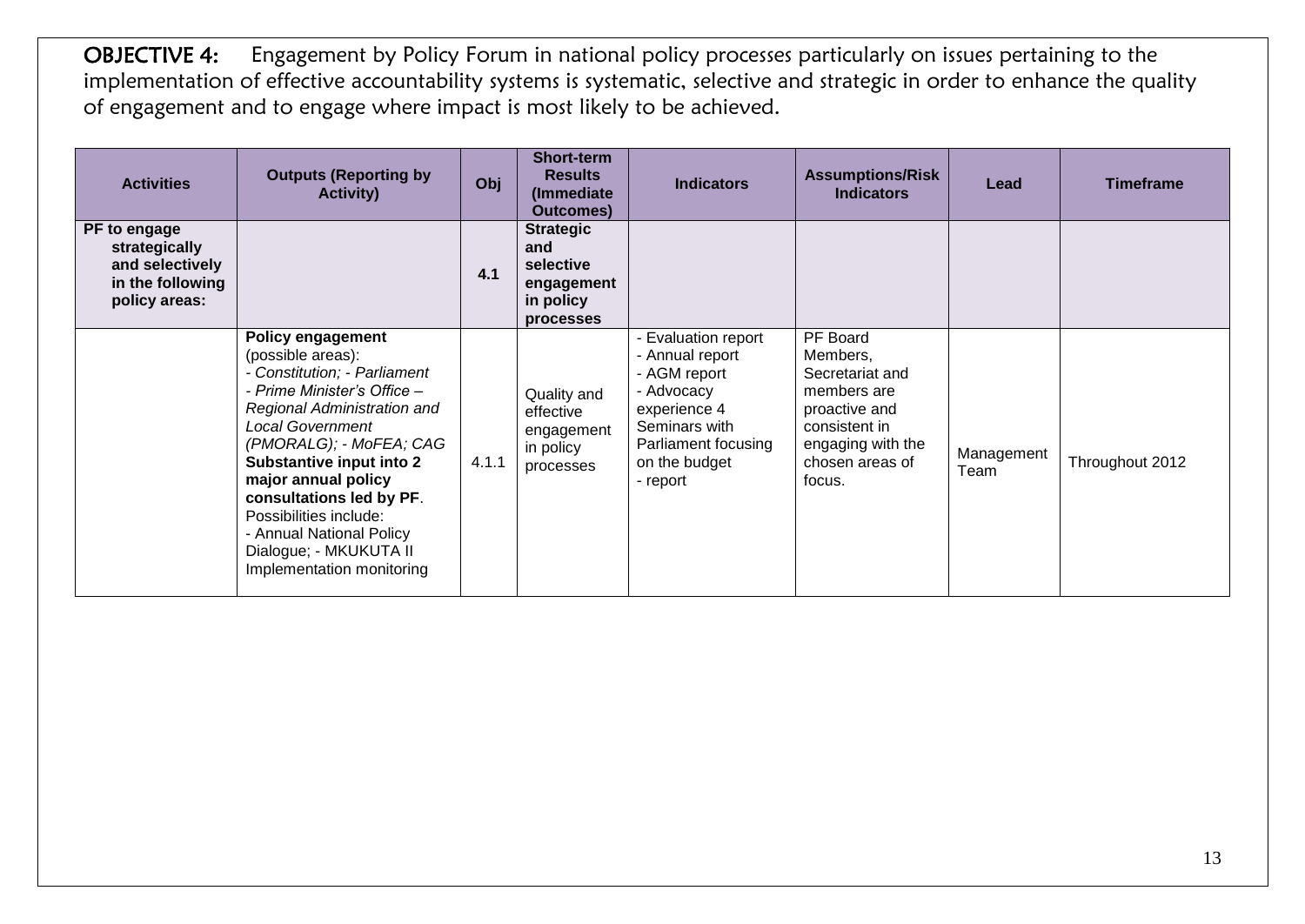**OBJECTIVE 4:** Engagement by Policy Forum in national policy processes particularly on issues pertaining to the implementation of effective accountability systems is systematic, selective and strategic in order to enhance the quality of engagement and to engage where impact is most likely to be achieved.

| Activities | Outputs (Reporting by Activity) | Obj | Short-term Results (Immediate Outcomes) | Indicators | Assumptions/Risk Indicators | Lead | Timeframe |
|---|---|---|---|---|---|---|---|
| **PF to engage strategically and selectively in the following policy areas:** | | **4.1** | **Strategic and selective engagement in policy processes** | | | | |
| | **Policy engagement** (possible areas): *- Constitution; - Parliament - Prime Minister's Office – Regional Administration and Local Government (PMORALG); - MoFEA; CAG* **Substantive input into 2 major annual policy consultations led by PF**. Possibilities include: - Annual National Policy Dialogue; - MKUKUTA II Implementation monitoring | 4.1.1 | Quality and effective engagement in policy processes | - Evaluation report - Annual report - AGM report - Advocacy experience 4 Seminars with Parliament focusing on the budget - report | PF Board Members, Secretariat and members are proactive and consistent in engaging with the chosen areas of focus. | Management Team | Throughout 2012 |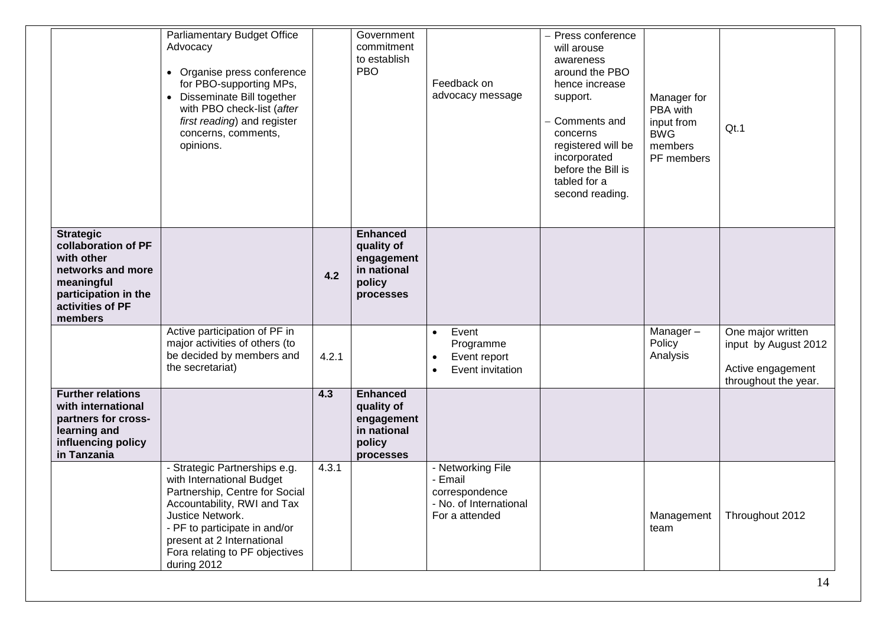| | | | | | | | |
|---|---|---|---|---|---|---|---|
| | Parliamentary Budget Office Advocacy<br><br>• Organise press conference for PBO-supporting MPs,<br>• Disseminate Bill together with PBO check-list (*after first reading*) and register concerns, comments, opinions. | | Government commitment to establish PBO | Feedback on advocacy message | – Press conference will arouse awareness around the PBO hence increase support.<br><br>– Comments and concerns registered will be incorporated before the Bill is tabled for a second reading. | Manager for PBA with input from BWG members PF members | Qt.1 |
| **Strategic collaboration of PF with other networks and more meaningful participation in the activities of PF members** | | **4.2** | **Enhanced quality of engagement in national policy processes** | | | | |
| | Active participation of PF in major activities of others (to be decided by members and the secretariat) | 4.2.1 | | • Event Programme<br>• Event report<br>• Event invitation | | Manager – Policy Analysis | One major written input by August 2012<br><br>Active engagement throughout the year. |
| **Further relations with international partners for cross-learning and influencing policy in Tanzania** | | **4.3** | **Enhanced quality of engagement in national policy processes** | | | | |
| | - Strategic Partnerships e.g. with International Budget Partnership, Centre for Social Accountability, RWI and Tax Justice Network.<br>- PF to participate in and/or present at 2 International Fora relating to PF objectives during 2012 | 4.3.1 | | - Networking File<br>- Email correspondence<br>- No. of International For a attended | | Management team | Throughout 2012 |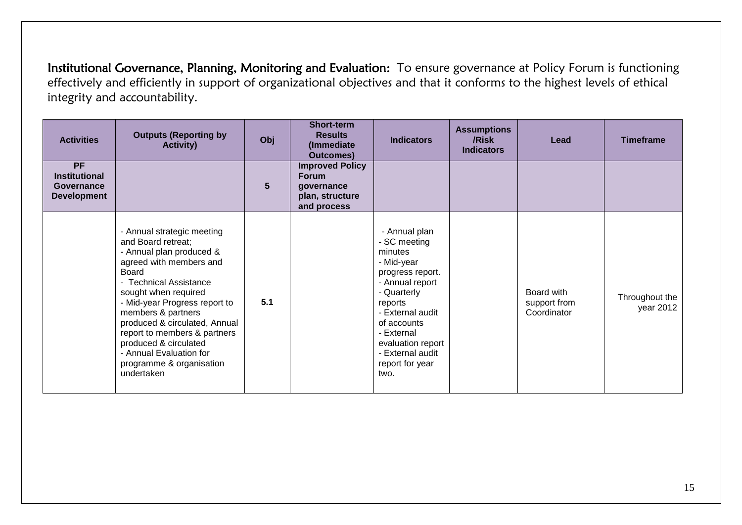**Institutional Governance, Planning, Monitoring and Evaluation:** To ensure governance at Policy Forum is functioning effectively and efficiently in support of organizational objectives and that it conforms to the highest levels of ethical integrity and accountability.

| Activities | Outputs (Reporting by Activity) | Obj | Short-term Results (Immediate Outcomes) | Indicators | Assumptions /Risk Indicators | Lead | Timeframe |
|---|---|---|---|---|---|---|---|
| **PF Institutional Governance Development** | | **5** | **Improved Policy Forum governance plan, structure and process** | | | | |
| | - Annual strategic meeting and Board retreat;<br>- Annual plan produced & agreed with members and Board<br>- Technical Assistance sought when required<br>- Mid-year Progress report to members & partners produced & circulated, Annual report to members & partners produced & circulated<br>- Annual Evaluation for programme & organisation undertaken | **5.1** | | - Annual plan<br>- SC meeting minutes<br>- Mid-year progress report.<br>- Annual report<br>- Quarterly reports<br>- External audit of accounts<br>- External evaluation report<br>- External audit report for year two. | | Board with support from Coordinator | Throughout the year 2012 |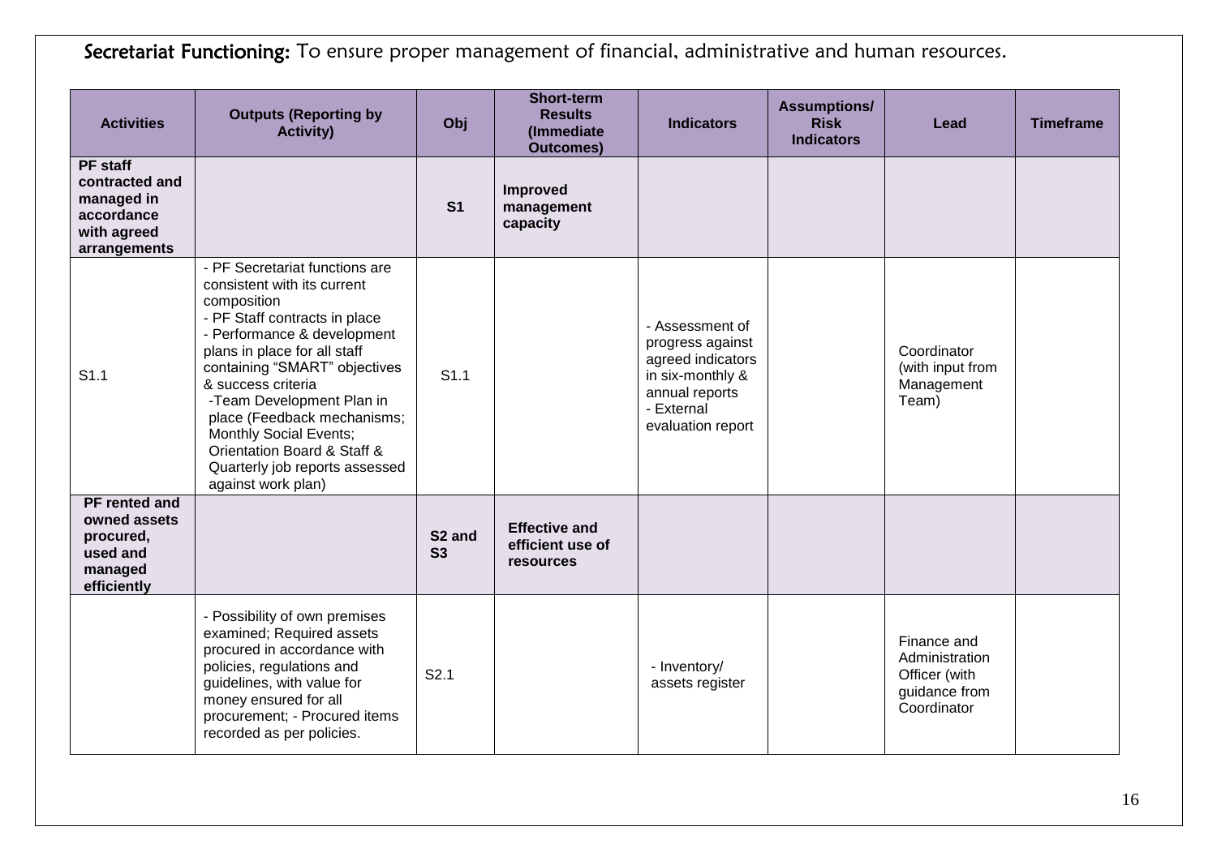**Secretariat Functioning:** To ensure proper management of financial, administrative and human resources.

| Activities | Outputs (Reporting by Activity) | Obj | Short-term Results (Immediate Outcomes) | Indicators | Assumptions/ Risk Indicators | Lead | Timeframe |
|---|---|---|---|---|---|---|---|
| **PF staff contracted and managed in accordance with agreed arrangements** | | **S1** | **Improved management capacity** | | | | |
| S1.1 | - PF Secretariat functions are consistent with its current composition<br>- PF Staff contracts in place<br>- Performance & development plans in place for all staff containing "SMART" objectives & success criteria<br>-Team Development Plan in place (Feedback mechanisms; Monthly Social Events; Orientation Board & Staff & Quarterly job reports assessed against work plan) | S1.1 | | - Assessment of progress against agreed indicators in six-monthly & annual reports<br>- External evaluation report | | Coordinator (with input from Management Team) | |
| **PF rented and owned assets procured, used and managed efficiently** | | **S2 and S3** | **Effective and efficient use of resources** | | | | |
| | - Possibility of own premises examined; Required assets procured in accordance with policies, regulations and guidelines, with value for money ensured for all procurement; - Procured items recorded as per policies. | S2.1 | | - Inventory/ assets register | | Finance and Administration Officer (with guidance from Coordinator | |